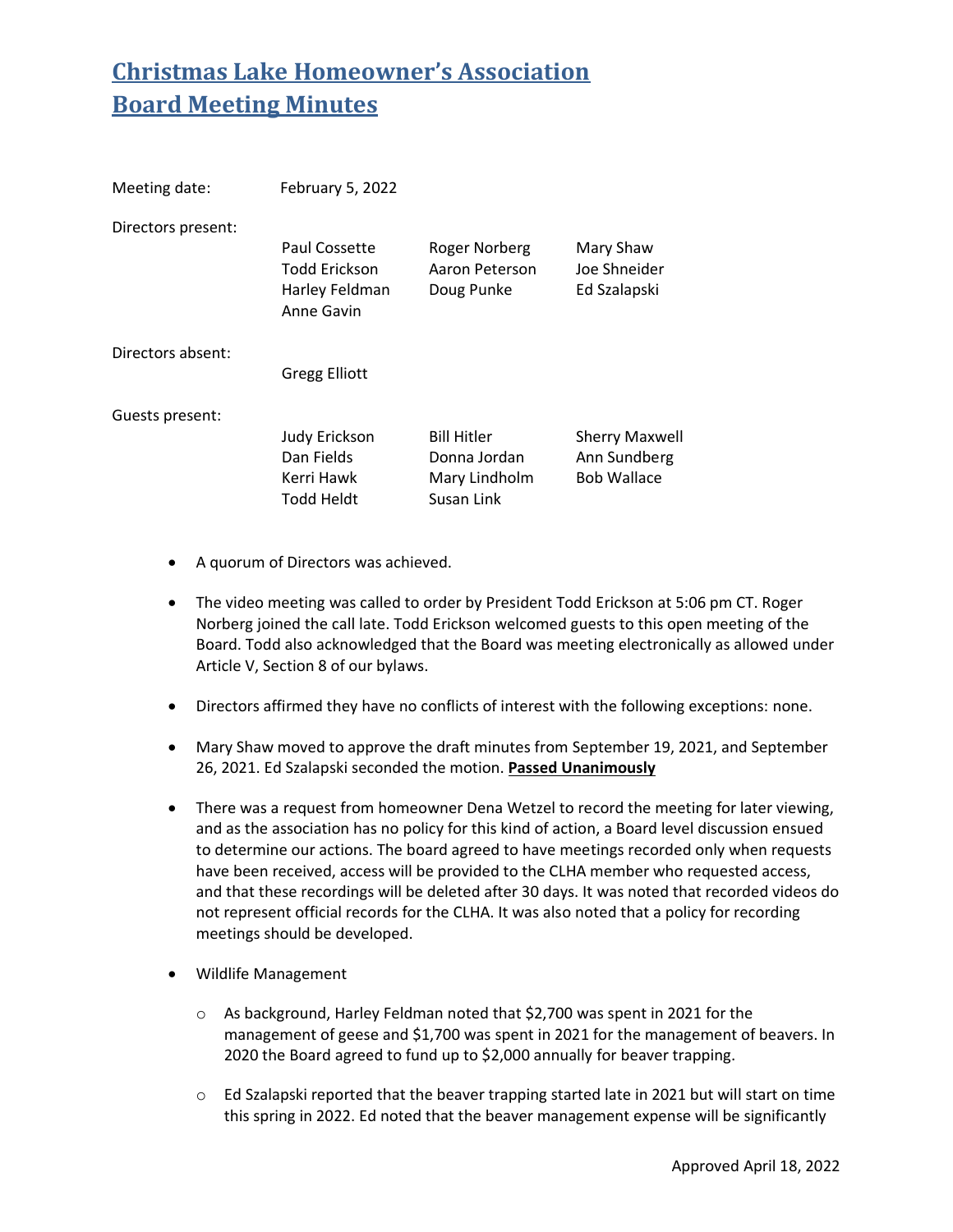# Christmas Lake Homeowner's Association
# Board Meeting Minutes

Meeting date: February 5, 2022

Directors present:

| | | |
|---|---|---|
| Paul Cossette | Roger Norberg | Mary Shaw |
| Todd Erickson | Aaron Peterson | Joe Shneider |
| Harley Feldman | Doug Punke | Ed Szalapski |
| Anne Gavin | | |

Directors absent:

Gregg Elliott

Guests present:

| | | |
|---|---|---|
| Judy Erickson | Bill Hitler | Sherry Maxwell |
| Dan Fields | Donna Jordan | Ann Sundberg |
| Kerri Hawk | Mary Lindholm | Bob Wallace |
| Todd Heldt | Susan Link | |

- A quorum of Directors was achieved.
- The video meeting was called to order by President Todd Erickson at 5:06 pm CT. Roger Norberg joined the call late. Todd Erickson welcomed guests to this open meeting of the Board. Todd also acknowledged that the Board was meeting electronically as allowed under Article V, Section 8 of our bylaws.
- Directors affirmed they have no conflicts of interest with the following exceptions: none.
- Mary Shaw moved to approve the draft minutes from September 19, 2021, and September 26, 2021. Ed Szalapski seconded the motion. **Passed Unanimously**
- There was a request from homeowner Dena Wetzel to record the meeting for later viewing, and as the association has no policy for this kind of action, a Board level discussion ensued to determine our actions. The board agreed to have meetings recorded only when requests have been received, access will be provided to the CLHA member who requested access, and that these recordings will be deleted after 30 days. It was noted that recorded videos do not represent official records for the CLHA. It was also noted that a policy for recording meetings should be developed.
- Wildlife Management
  - As background, Harley Feldman noted that $2,700 was spent in 2021 for the management of geese and $1,700 was spent in 2021 for the management of beavers. In 2020 the Board agreed to fund up to $2,000 annually for beaver trapping.
  - Ed Szalapski reported that the beaver trapping started late in 2021 but will start on time this spring in 2022. Ed noted that the beaver management expense will be significantly

Approved April 18, 2022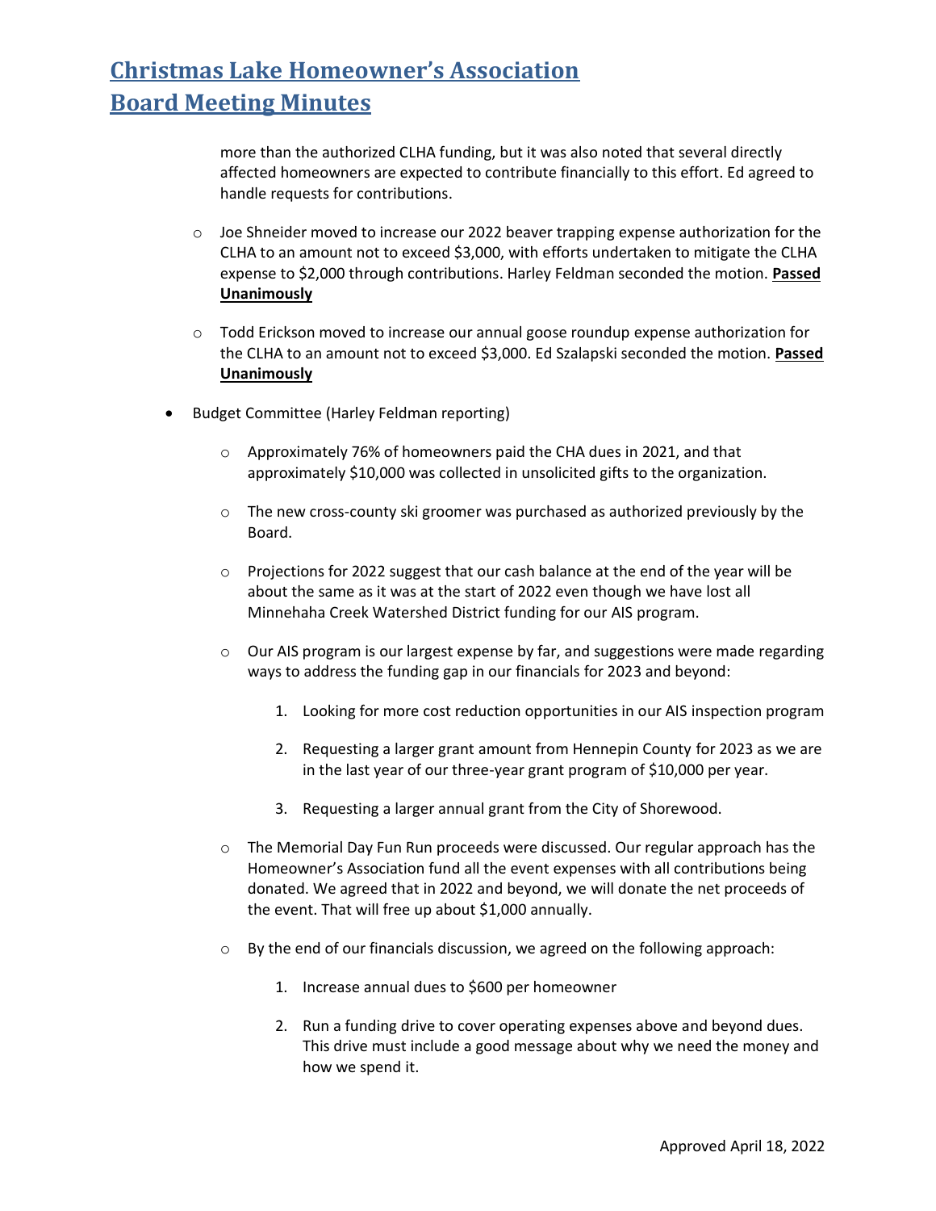more than the authorized CLHA funding, but it was also noted that several directly affected homeowners are expected to contribute financially to this effort. Ed agreed to handle requests for contributions.

- Joe Shneider moved to increase our 2022 beaver trapping expense authorization for the CLHA to an amount not to exceed $3,000, with efforts undertaken to mitigate the CLHA expense to $2,000 through contributions. Harley Feldman seconded the motion. **Passed Unanimously**

- Todd Erickson moved to increase our annual goose roundup expense authorization for the CLHA to an amount not to exceed $3,000. Ed Szalapski seconded the motion. **Passed Unanimously**

- Budget Committee (Harley Feldman reporting)

  - Approximately 76% of homeowners paid the CHA dues in 2021, and that approximately $10,000 was collected in unsolicited gifts to the organization.

  - The new cross-county ski groomer was purchased as authorized previously by the Board.

  - Projections for 2022 suggest that our cash balance at the end of the year will be about the same as it was at the start of 2022 even though we have lost all Minnehaha Creek Watershed District funding for our AIS program.

  - Our AIS program is our largest expense by far, and suggestions were made regarding ways to address the funding gap in our financials for 2023 and beyond:

    1. Looking for more cost reduction opportunities in our AIS inspection program

    2. Requesting a larger grant amount from Hennepin County for 2023 as we are in the last year of our three-year grant program of $10,000 per year.

    3. Requesting a larger annual grant from the City of Shorewood.

  - The Memorial Day Fun Run proceeds were discussed. Our regular approach has the Homeowner's Association fund all the event expenses with all contributions being donated. We agreed that in 2022 and beyond, we will donate the net proceeds of the event. That will free up about $1,000 annually.

  - By the end of our financials discussion, we agreed on the following approach:

    1. Increase annual dues to $600 per homeowner

    2. Run a funding drive to cover operating expenses above and beyond dues. This drive must include a good message about why we need the money and how we spend it.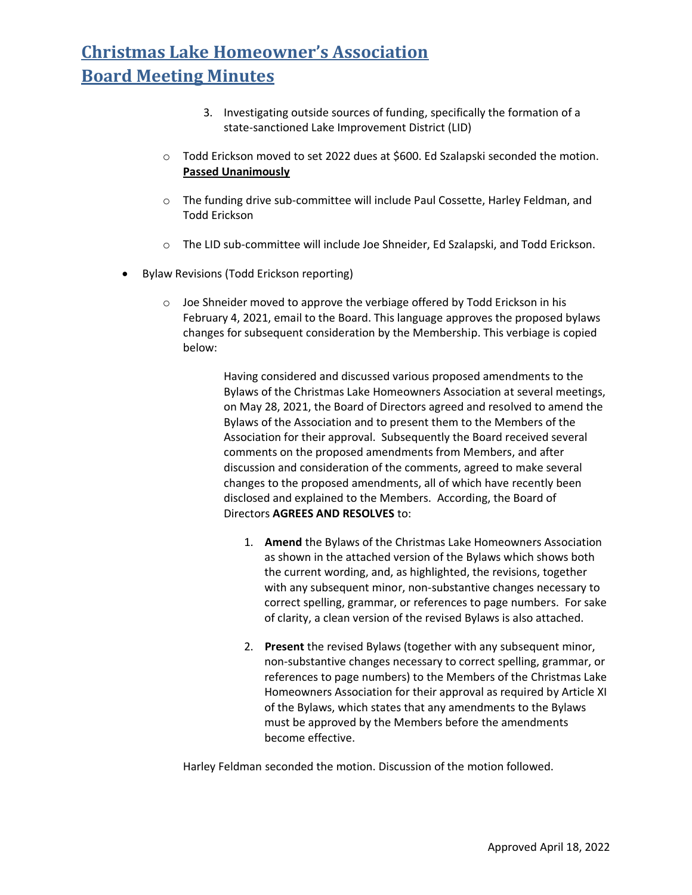# Christmas Lake Homeowner's Association Board Meeting Minutes

3. Investigating outside sources of funding, specifically the formation of a state-sanctioned Lake Improvement District (LID)

- Todd Erickson moved to set 2022 dues at $600. Ed Szalapski seconded the motion. **Passed Unanimously**

- The funding drive sub-committee will include Paul Cossette, Harley Feldman, and Todd Erickson

- The LID sub-committee will include Joe Shneider, Ed Szalapski, and Todd Erickson.

- Bylaw Revisions (Todd Erickson reporting)

  - Joe Shneider moved to approve the verbiage offered by Todd Erickson in his February 4, 2021, email to the Board. This language approves the proposed bylaws changes for subsequent consideration by the Membership. This verbiage is copied below:

    > Having considered and discussed various proposed amendments to the Bylaws of the Christmas Lake Homeowners Association at several meetings, on May 28, 2021, the Board of Directors agreed and resolved to amend the Bylaws of the Association and to present them to the Members of the Association for their approval. Subsequently the Board received several comments on the proposed amendments from Members, and after discussion and consideration of the comments, agreed to make several changes to the proposed amendments, all of which have recently been disclosed and explained to the Members. According, the Board of Directors **AGREES AND RESOLVES** to:
    >
    > 1. **Amend** the Bylaws of the Christmas Lake Homeowners Association as shown in the attached version of the Bylaws which shows both the current wording, and, as highlighted, the revisions, together with any subsequent minor, non-substantive changes necessary to correct spelling, grammar, or references to page numbers. For sake of clarity, a clean version of the revised Bylaws is also attached.
    >
    > 2. **Present** the revised Bylaws (together with any subsequent minor, non-substantive changes necessary to correct spelling, grammar, or references to page numbers) to the Members of the Christmas Lake Homeowners Association for their approval as required by Article XI of the Bylaws, which states that any amendments to the Bylaws must be approved by the Members before the amendments become effective.

    Harley Feldman seconded the motion. Discussion of the motion followed.

Approved April 18, 2022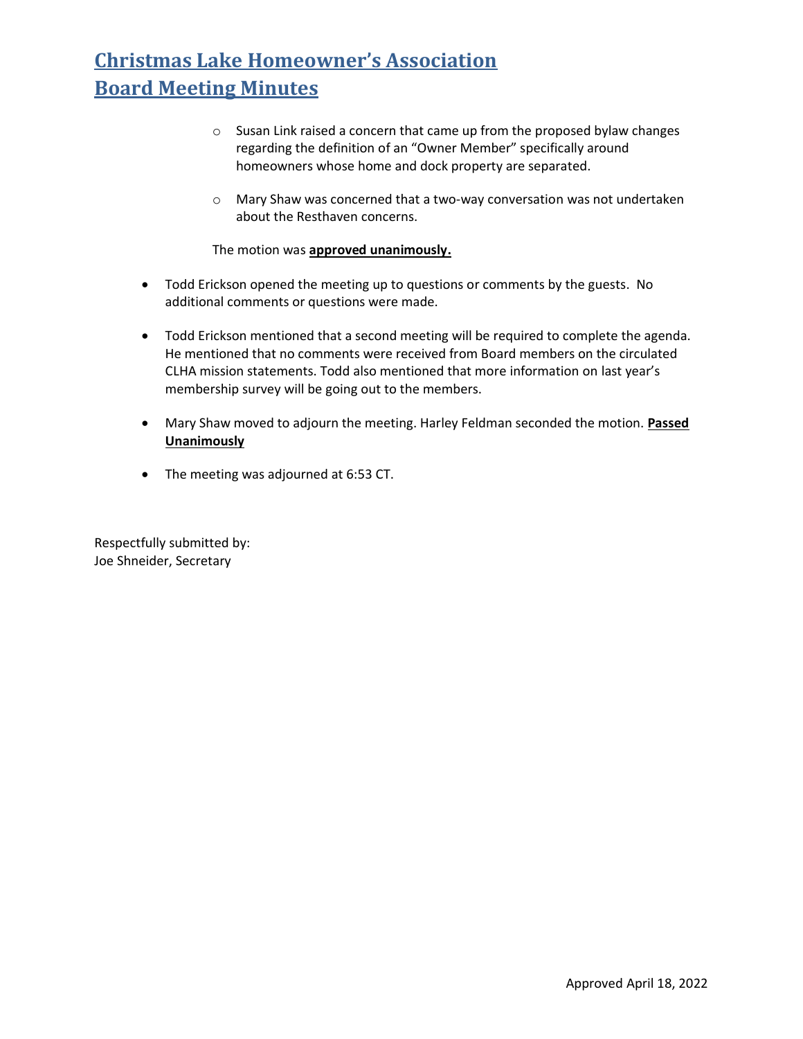- Susan Link raised a concern that came up from the proposed bylaw changes regarding the definition of an "Owner Member" specifically around homeowners whose home and dock property are separated.

- Mary Shaw was concerned that a two-way conversation was not undertaken about the Resthaven concerns.

The motion was **approved unanimously.**

- Todd Erickson opened the meeting up to questions or comments by the guests. No additional comments or questions were made.

- Todd Erickson mentioned that a second meeting will be required to complete the agenda. He mentioned that no comments were received from Board members on the circulated CLHA mission statements. Todd also mentioned that more information on last year's membership survey will be going out to the members.

- Mary Shaw moved to adjourn the meeting. Harley Feldman seconded the motion. **Passed Unanimously**

- The meeting was adjourned at 6:53 CT.

Respectfully submitted by:
Joe Shneider, Secretary

Approved April 18, 2022